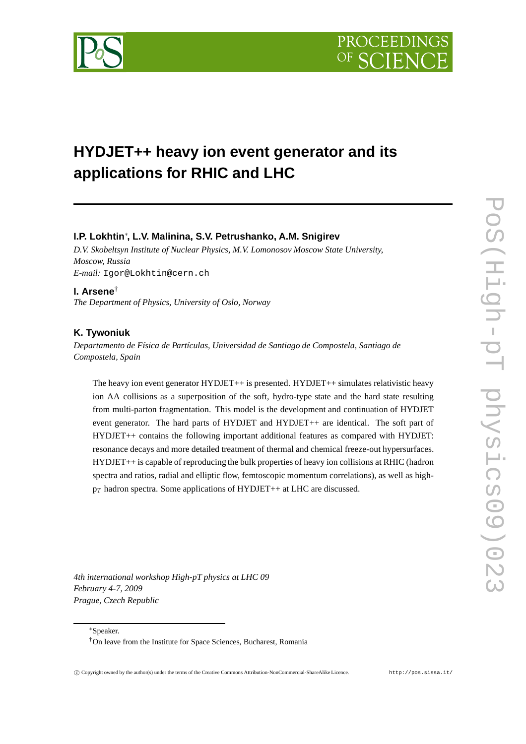# HYDJET++ heavy ion event generator and its applications for RHIC and LHC

**I.P. Lokhtin**[*]**, L.V. Malinina, S.V. Petrushanko, A.M. Snigirev**

*D.V. Skobeltsyn Institute of Nuclear Physics, M.V. Lomonosov Moscow State University, Moscow, Russia*

*E-mail:* Igor@Lokhtin@cern.ch

**I. Arsene**[†]

*The Department of Physics, University of Oslo, Norway*

**K. Tywoniuk**

*Departamento de Física de Partículas, Universidad de Santiago de Compostela, Santiago de Compostela, Spain*

The heavy ion event generator HYDJET++ is presented. HYDJET++ simulates relativistic heavy ion AA collisions as a superposition of the soft, hydro-type state and the hard state resulting from multi-parton fragmentation. This model is the development and continuation of HYDJET event generator. The hard parts of HYDJET and HYDJET++ are identical. The soft part of HYDJET++ contains the following important additional features as compared with HYDJET: resonance decays and more detailed treatment of thermal and chemical freeze-out hypersurfaces. HYDJET++ is capable of reproducing the bulk properties of heavy ion collisions at RHIC (hadron spectra and ratios, radial and elliptic flow, femtoscopic momentum correlations), as well as high-$p_T$ hadron spectra. Some applications of HYDJET++ at LHC are discussed.

*4th international workshop High-pT physics at LHC 09*
*February 4-7, 2009*
*Prague, Czech Republic*

[*]Speaker.

[†]On leave from the Institute for Space Sciences, Bucharest, Romania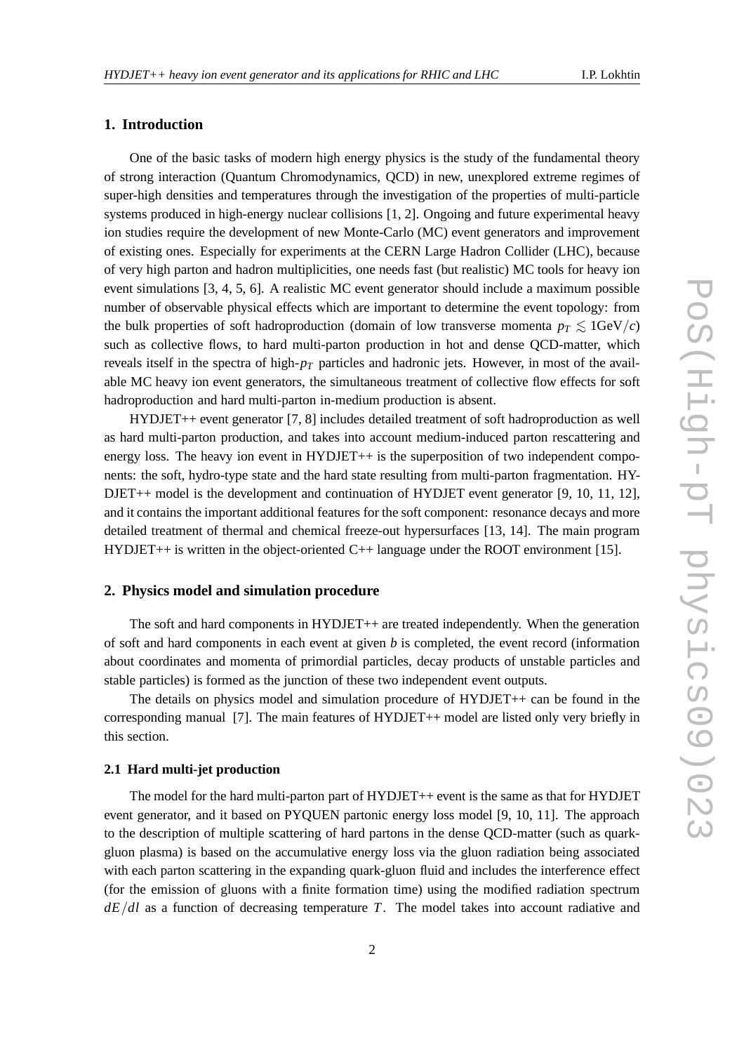## 1. Introduction

One of the basic tasks of modern high energy physics is the study of the fundamental theory of strong interaction (Quantum Chromodynamics, QCD) in new, unexplored extreme regimes of super-high densities and temperatures through the investigation of the properties of multi-particle systems produced in high-energy nuclear collisions [1, 2]. Ongoing and future experimental heavy ion studies require the development of new Monte-Carlo (MC) event generators and improvement of existing ones. Especially for experiments at the CERN Large Hadron Collider (LHC), because of very high parton and hadron multiplicities, one needs fast (but realistic) MC tools for heavy ion event simulations [3, 4, 5, 6]. A realistic MC event generator should include a maximum possible number of observable physical effects which are important to determine the event topology: from the bulk properties of soft hadroproduction (domain of low transverse momenta $p_T \lesssim 1\mathrm{GeV}/c$) such as collective flows, to hard multi-parton production in hot and dense QCD-matter, which reveals itself in the spectra of high-$p_T$ particles and hadronic jets. However, in most of the available MC heavy ion event generators, the simultaneous treatment of collective flow effects for soft hadroproduction and hard multi-parton in-medium production is absent.

HYDJET++ event generator [7, 8] includes detailed treatment of soft hadroproduction as well as hard multi-parton production, and takes into account medium-induced parton rescattering and energy loss. The heavy ion event in HYDJET++ is the superposition of two independent components: the soft, hydro-type state and the hard state resulting from multi-parton fragmentation. HYDJET++ model is the development and continuation of HYDJET event generator [9, 10, 11, 12], and it contains the important additional features for the soft component: resonance decays and more detailed treatment of thermal and chemical freeze-out hypersurfaces [13, 14]. The main program HYDJET++ is written in the object-oriented C++ language under the ROOT environment [15].

## 2. Physics model and simulation procedure

The soft and hard components in HYDJET++ are treated independently. When the generation of soft and hard components in each event at given $b$ is completed, the event record (information about coordinates and momenta of primordial particles, decay products of unstable particles and stable particles) is formed as the junction of these two independent event outputs.

The details on physics model and simulation procedure of HYDJET++ can be found in the corresponding manual [7]. The main features of HYDJET++ model are listed only very briefly in this section.

### 2.1 Hard multi-jet production

The model for the hard multi-parton part of HYDJET++ event is the same as that for HYDJET event generator, and it based on PYQUEN partonic energy loss model [9, 10, 11]. The approach to the description of multiple scattering of hard partons in the dense QCD-matter (such as quark-gluon plasma) is based on the accumulative energy loss via the gluon radiation being associated with each parton scattering in the expanding quark-gluon fluid and includes the interference effect (for the emission of gluons with a finite formation time) using the modified radiation spectrum $dE/dl$ as a function of decreasing temperature $T$. The model takes into account radiative and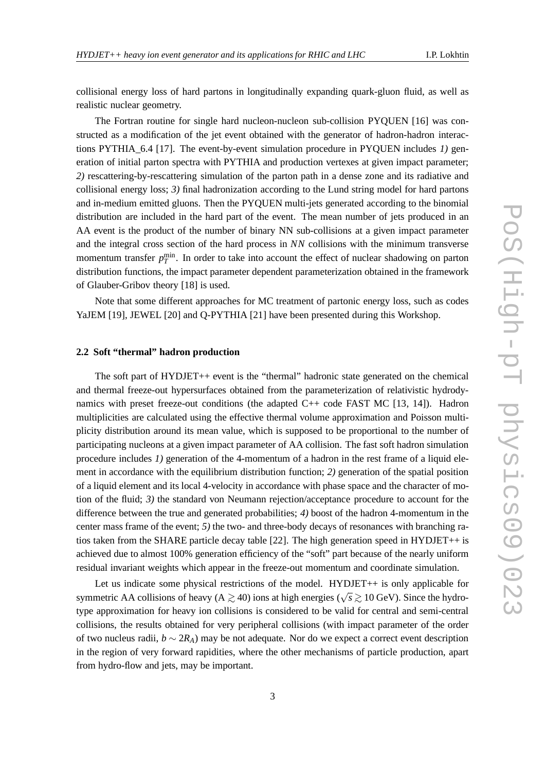collisional energy loss of hard partons in longitudinally expanding quark-gluon fluid, as well as realistic nuclear geometry.

The Fortran routine for single hard nucleon-nucleon sub-collision PYQUEN [16] was constructed as a modification of the jet event obtained with the generator of hadron-hadron interactions PYTHIA_6.4 [17]. The event-by-event simulation procedure in PYQUEN includes *1)* generation of initial parton spectra with PYTHIA and production vertexes at given impact parameter; *2)* rescattering-by-rescattering simulation of the parton path in a dense zone and its radiative and collisional energy loss; *3)* final hadronization according to the Lund string model for hard partons and in-medium emitted gluons. Then the PYQUEN multi-jets generated according to the binomial distribution are included in the hard part of the event. The mean number of jets produced in an AA event is the product of the number of binary NN sub-collisions at a given impact parameter and the integral cross section of the hard process in *NN* collisions with the minimum transverse momentum transfer $p_T^{\rm min}$. In order to take into account the effect of nuclear shadowing on parton distribution functions, the impact parameter dependent parameterization obtained in the framework of Glauber-Gribov theory [18] is used.

Note that some different approaches for MC treatment of partonic energy loss, such as codes YaJEM [19], JEWEL [20] and Q-PYTHIA [21] have been presented during this Workshop.

### 2.2 Soft "thermal" hadron production

The soft part of HYDJET++ event is the "thermal" hadronic state generated on the chemical and thermal freeze-out hypersurfaces obtained from the parameterization of relativistic hydrodynamics with preset freeze-out conditions (the adapted C++ code FAST MC [13, 14]). Hadron multiplicities are calculated using the effective thermal volume approximation and Poisson multiplicity distribution around its mean value, which is supposed to be proportional to the number of participating nucleons at a given impact parameter of AA collision. The fast soft hadron simulation procedure includes *1)* generation of the 4-momentum of a hadron in the rest frame of a liquid element in accordance with the equilibrium distribution function; *2)* generation of the spatial position of a liquid element and its local 4-velocity in accordance with phase space and the character of motion of the fluid; *3)* the standard von Neumann rejection/acceptance procedure to account for the difference between the true and generated probabilities; *4)* boost of the hadron 4-momentum in the center mass frame of the event; *5)* the two- and three-body decays of resonances with branching ratios taken from the SHARE particle decay table [22]. The high generation speed in HYDJET++ is achieved due to almost 100% generation efficiency of the "soft" part because of the nearly uniform residual invariant weights which appear in the freeze-out momentum and coordinate simulation.

Let us indicate some physical restrictions of the model. HYDJET++ is only applicable for symmetric AA collisions of heavy (A $\gtrsim 40$) ions at high energies ($\sqrt{s} \gtrsim 10$ GeV). Since the hydro-type approximation for heavy ion collisions is considered to be valid for central and semi-central collisions, the results obtained for very peripheral collisions (with impact parameter of the order of two nucleus radii, $b \sim 2R_A$) may be not adequate. Nor do we expect a correct event description in the region of very forward rapidities, where the other mechanisms of particle production, apart from hydro-flow and jets, may be important.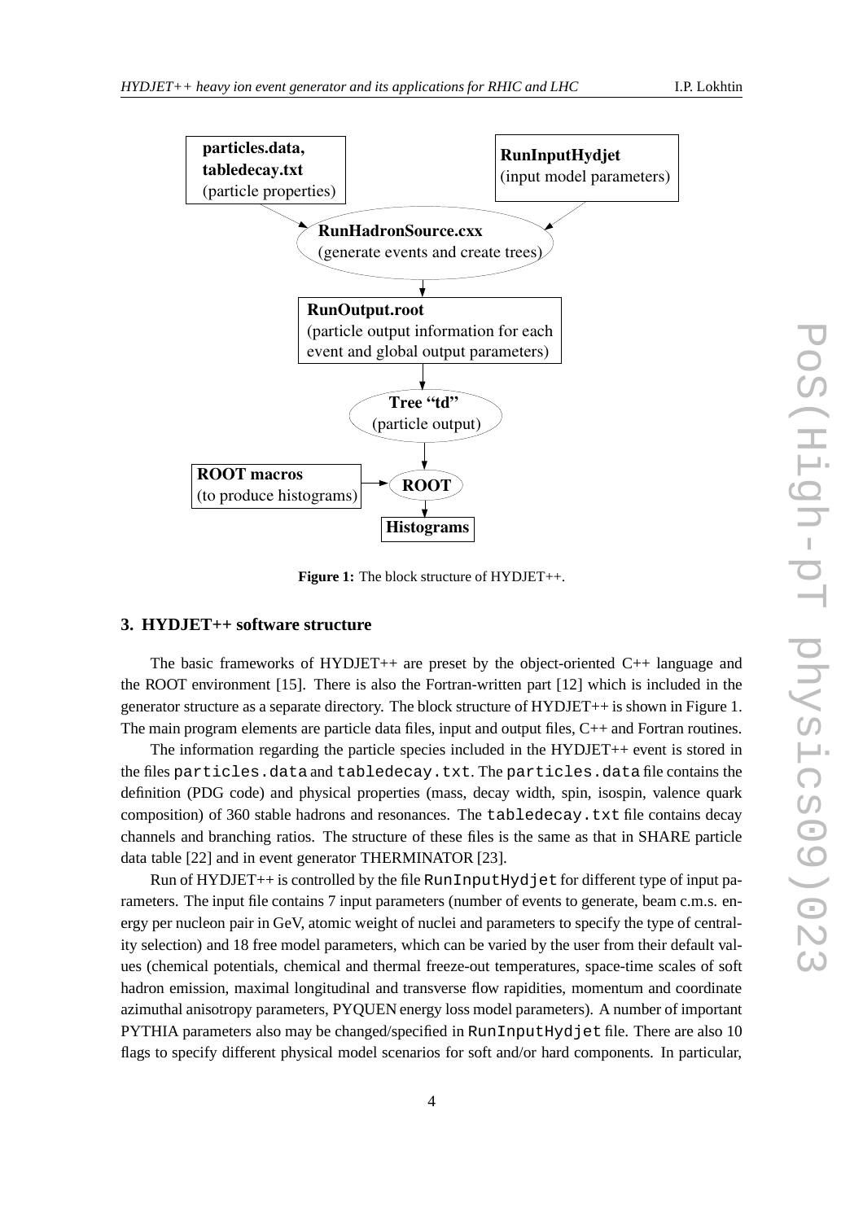**Figure 1:** The block structure of HYDJET++.

## 3. HYDJET++ software structure

The basic frameworks of HYDJET++ are preset by the object-oriented C++ language and the ROOT environment [15]. There is also the Fortran-written part [12] which is included in the generator structure as a separate directory. The block structure of HYDJET++ is shown in Figure 1. The main program elements are particle data files, input and output files, C++ and Fortran routines.

The information regarding the particle species included in the HYDJET++ event is stored in the files `particles.data` and `tabledecay.txt`. The `particles.data` file contains the definition (PDG code) and physical properties (mass, decay width, spin, isospin, valence quark composition) of 360 stable hadrons and resonances. The `tabledecay.txt` file contains decay channels and branching ratios. The structure of these files is the same as that in SHARE particle data table [22] and in event generator THERMINATOR [23].

Run of HYDJET++ is controlled by the file `RunInputHydjet` for different type of input parameters. The input file contains 7 input parameters (number of events to generate, beam c.m.s. energy per nucleon pair in GeV, atomic weight of nuclei and parameters to specify the type of centrality selection) and 18 free model parameters, which can be varied by the user from their default values (chemical potentials, chemical and thermal freeze-out temperatures, space-time scales of soft hadron emission, maximal longitudinal and transverse flow rapidities, momentum and coordinate azimuthal anisotropy parameters, PYQUEN energy loss model parameters). A number of important PYTHIA parameters also may be changed/specified in `RunInputHydjet` file. There are also 10 flags to specify different physical model scenarios for soft and/or hard components. In particular,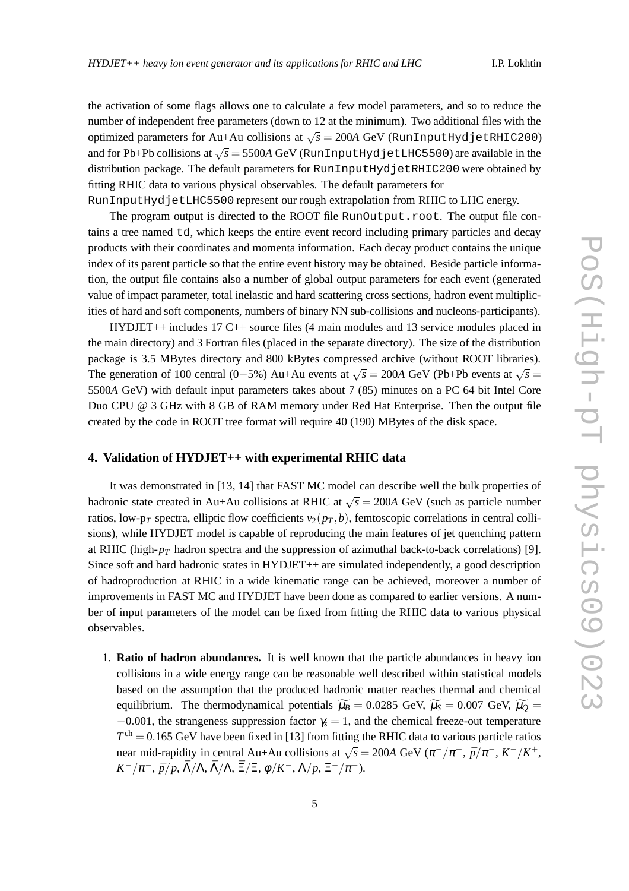the activation of some flags allows one to calculate a few model parameters, and so to reduce the number of independent free parameters (down to 12 at the minimum). Two additional files with the optimized parameters for Au+Au collisions at $\sqrt{s} = 200A$ GeV (`RunInputHydjetRHIC200`) and for Pb+Pb collisions at $\sqrt{s} = 5500A$ GeV (`RunInputHydjetLHC5500`) are available in the distribution package. The default parameters for `RunInputHydjetRHIC200` were obtained by fitting RHIC data to various physical observables. The default parameters for `RunInputHydjetLHC5500` represent our rough extrapolation from RHIC to LHC energy.

The program output is directed to the ROOT file `RunOutput.root`. The output file contains a tree named `td`, which keeps the entire event record including primary particles and decay products with their coordinates and momenta information. Each decay product contains the unique index of its parent particle so that the entire event history may be obtained. Beside particle information, the output file contains also a number of global output parameters for each event (generated value of impact parameter, total inelastic and hard scattering cross sections, hadron event multiplicities of hard and soft components, numbers of binary NN sub-collisions and nucleons-participants).

HYDJET++ includes 17 C++ source files (4 main modules and 13 service modules placed in the main directory) and 3 Fortran files (placed in the separate directory). The size of the distribution package is 3.5 MBytes directory and 800 kBytes compressed archive (without ROOT libraries). The generation of 100 central (0−5%) Au+Au events at $\sqrt{s} = 200A$ GeV (Pb+Pb events at $\sqrt{s} = 5500A$ GeV) with default input parameters takes about 7 (85) minutes on a PC 64 bit Intel Core Duo CPU @ 3 GHz with 8 GB of RAM memory under Red Hat Enterprise. Then the output file created by the code in ROOT tree format will require 40 (190) MBytes of the disk space.

## 4. Validation of HYDJET++ with experimental RHIC data

It was demonstrated in [13, 14] that FAST MC model can describe well the bulk properties of hadronic state created in Au+Au collisions at RHIC at $\sqrt{s} = 200A$ GeV (such as particle number ratios, low-$p_T$ spectra, elliptic flow coefficients $v_2(p_T, b)$, femtoscopic correlations in central collisions), while HYDJET model is capable of reproducing the main features of jet quenching pattern at RHIC (high-$p_T$ hadron spectra and the suppression of azimuthal back-to-back correlations) [9]. Since soft and hard hadronic states in HYDJET++ are simulated independently, a good description of hadroproduction at RHIC in a wide kinematic range can be achieved, moreover a number of improvements in FAST MC and HYDJET have been done as compared to earlier versions. A number of input parameters of the model can be fixed from fitting the RHIC data to various physical observables.

1. **Ratio of hadron abundances.** It is well known that the particle abundances in heavy ion collisions in a wide energy range can be reasonable well described within statistical models based on the assumption that the produced hadronic matter reaches thermal and chemical equilibrium. The thermodynamical potentials $\widetilde{\mu_B} = 0.0285$ GeV, $\widetilde{\mu_S} = 0.007$ GeV, $\widetilde{\mu_Q} = -0.001$, the strangeness suppression factor $\gamma_s = 1$, and the chemical freeze-out temperature $T^{\rm ch} = 0.165$ GeV have been fixed in [13] from fitting the RHIC data to various particle ratios near mid-rapidity in central Au+Au collisions at $\sqrt{s} = 200A$ GeV ($\pi^-/\pi^+$, $\bar{p}/\pi^-$, $K^-/K^+$, $K^-/\pi^-$, $\bar{p}/p$, $\bar{\Lambda}/\Lambda$, $\bar{\Lambda}/\Lambda$, $\bar{\Xi}/\Xi$, $\phi/K^-$, $\Lambda/p$, $\Xi^-/\pi^-$).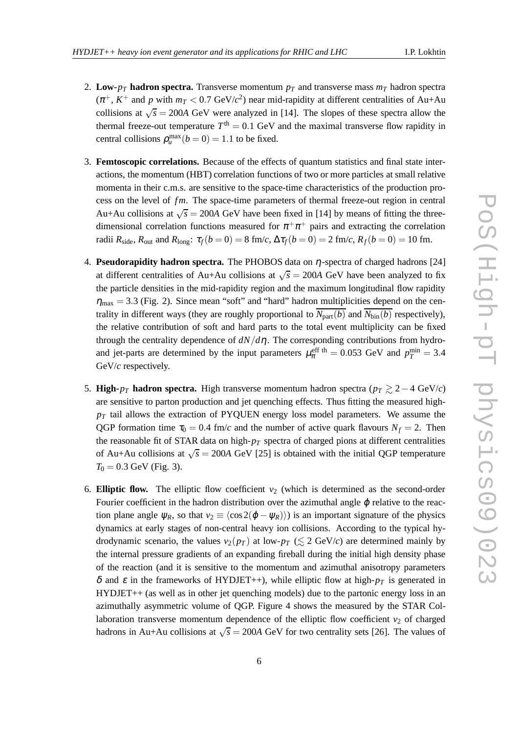2. **Low-$p_T$ hadron spectra.** Transverse momentum $p_T$ and transverse mass $m_T$ hadron spectra ($\pi^+$, $K^+$ and $p$ with $m_T < 0.7$ GeV/$c^2$) near mid-rapidity at different centralities of Au+Au collisions at $\sqrt{s} = 200A$ GeV were analyzed in [14]. The slopes of these spectra allow the thermal freeze-out temperature $T^{\rm th} = 0.1$ GeV and the maximal transverse flow rapidity in central collisions $\rho_u^{\rm max}(b=0) = 1.1$ to be fixed.

3. **Femtoscopic correlations.** Because of the effects of quantum statistics and final state interactions, the momentum (HBT) correlation functions of two or more particles at small relative momenta in their c.m.s. are sensitive to the space-time characteristics of the production process on the level of $fm$. The space-time parameters of thermal freeze-out region in central Au+Au collisions at $\sqrt{s} = 200A$ GeV have been fixed in [14] by means of fitting the three-dimensional correlation functions measured for $\pi^+\pi^+$ pairs and extracting the correlation radii $R_{\rm side}$, $R_{\rm out}$ and $R_{\rm long}$: $\tau_f(b=0) = 8$ fm/$c$, $\Delta\tau_f(b=0) = 2$ fm/$c$, $R_f(b=0) = 10$ fm.

4. **Pseudorapidity hadron spectra.** The PHOBOS data on $\eta$-spectra of charged hadrons [24] at different centralities of Au+Au collisions at $\sqrt{s} = 200A$ GeV have been analyzed to fix the particle densities in the mid-rapidity region and the maximum longitudinal flow rapidity $\eta_{\rm max} = 3.3$ (Fig. 2). Since mean "soft" and "hard" hadron multiplicities depend on the centrality in different ways (they are roughly proportional to $\overline{N_{\rm part}(b)}$ and $\overline{N_{\rm bin}(b)}$ respectively), the relative contribution of soft and hard parts to the total event multiplicity can be fixed through the centrality dependence of $dN/d\eta$. The corresponding contributions from hydro- and jet-parts are determined by the input parameters $\mu_\pi^{\rm eff~th} = 0.053$ GeV and $p_T^{\rm min} = 3.4$ GeV/$c$ respectively.

5. **High-$p_T$ hadron spectra.** High transverse momentum hadron spectra ($p_T \gtrsim 2-4$ GeV/$c$) are sensitive to parton production and jet quenching effects. Thus fitting the measured high-$p_T$ tail allows the extraction of PYQUEN energy loss model parameters. We assume the QGP formation time $\tau_0 = 0.4$ fm/$c$ and the number of active quark flavours $N_f = 2$. Then the reasonable fit of STAR data on high-$p_T$ spectra of charged pions at different centralities of Au+Au collisions at $\sqrt{s} = 200A$ GeV [25] is obtained with the initial QGP temperature $T_0 = 0.3$ GeV (Fig. 3).

6. **Elliptic flow.** The elliptic flow coefficient $v_2$ (which is determined as the second-order Fourier coefficient in the hadron distribution over the azimuthal angle $\varphi$ relative to the reaction plane angle $\psi_R$, so that $v_2 \equiv \langle\cos 2(\varphi - \psi_R)\rangle$) is an important signature of the physics dynamics at early stages of non-central heavy ion collisions. According to the typical hydrodynamic scenario, the values $v_2(p_T)$ at low-$p_T$ ($\lesssim 2$ GeV/$c$) are determined mainly by the internal pressure gradients of an expanding fireball during the initial high density phase of the reaction (and it is sensitive to the momentum and azimuthal anisotropy parameters $\delta$ and $\varepsilon$ in the frameworks of HYDJET++), while elliptic flow at high-$p_T$ is generated in HYDJET++ (as well as in other jet quenching models) due to the partonic energy loss in an azimuthally asymmetric volume of QGP. Figure 4 shows the measured by the STAR Collaboration transverse momentum dependence of the elliptic flow coefficient $v_2$ of charged hadrons in Au+Au collisions at $\sqrt{s} = 200A$ GeV for two centrality sets [26]. The values of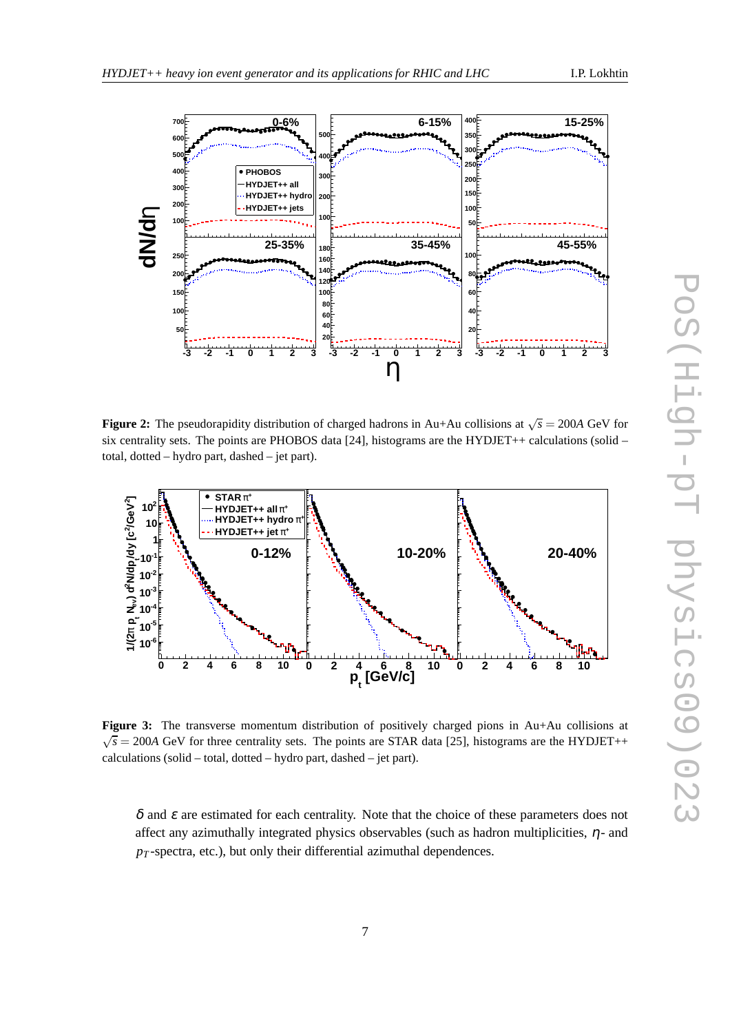**Figure 2:** The pseudorapidity distribution of charged hadrons in Au+Au collisions at $\sqrt{s} = 200A$ GeV for six centrality sets. The points are PHOBOS data [24], histograms are the HYDJET++ calculations (solid – total, dotted – hydro part, dashed – jet part).

**Figure 3:** The transverse momentum distribution of positively charged pions in Au+Au collisions at $\sqrt{s} = 200A$ GeV for three centrality sets. The points are STAR data [25], histograms are the HYDJET++ calculations (solid – total, dotted – hydro part, dashed – jet part).

$\delta$ and $\varepsilon$ are estimated for each centrality. Note that the choice of these parameters does not affect any azimuthally integrated physics observables (such as hadron multiplicities, $\eta$- and $p_T$-spectra, etc.), but only their differential azimuthal dependences.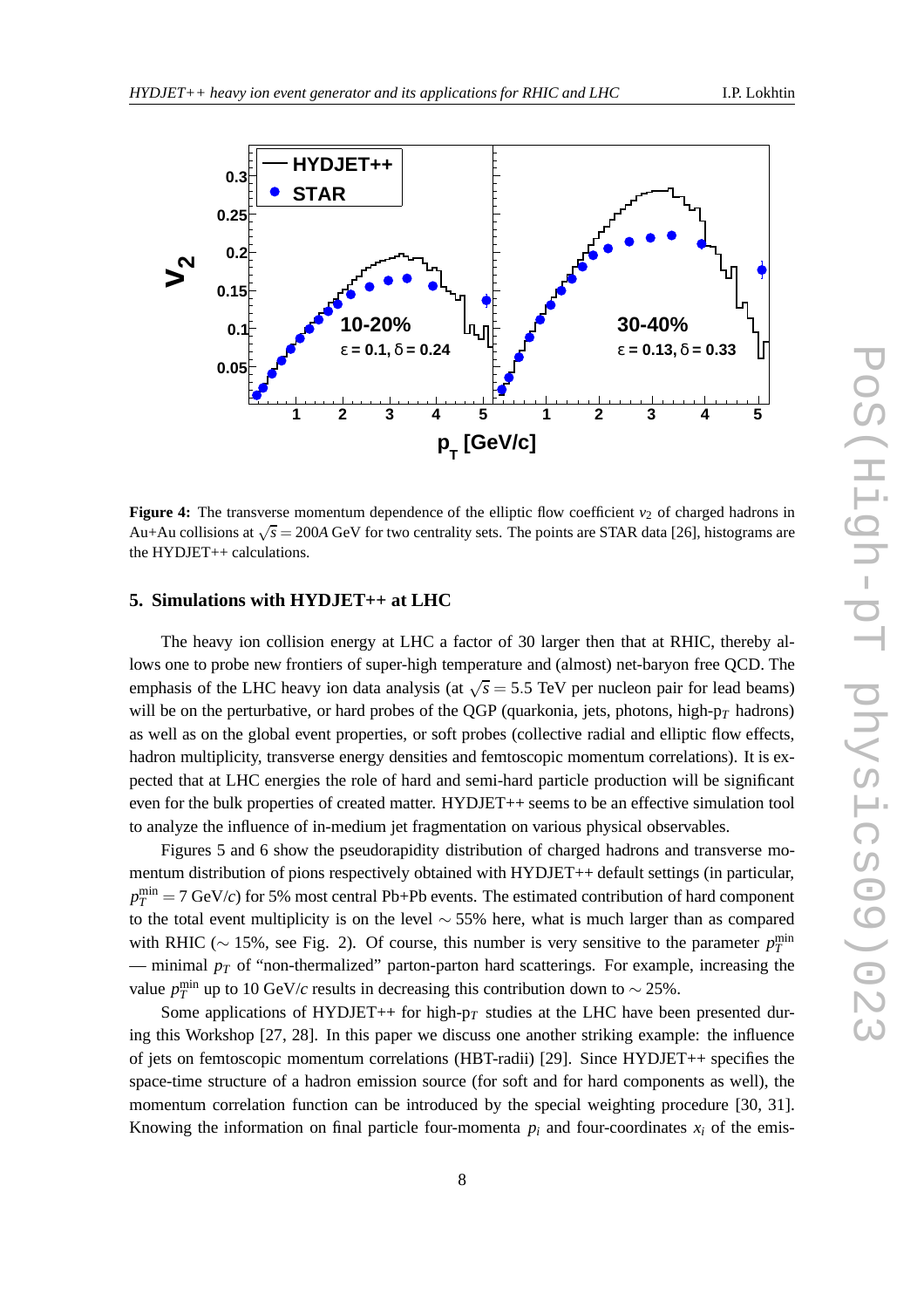**Figure 4:** The transverse momentum dependence of the elliptic flow coefficient $v_2$ of charged hadrons in Au+Au collisions at $\sqrt{s} = 200A$ GeV for two centrality sets. The points are STAR data [26], histograms are the HYDJET++ calculations.

## 5. Simulations with HYDJET++ at LHC

The heavy ion collision energy at LHC a factor of 30 larger then that at RHIC, thereby allows one to probe new frontiers of super-high temperature and (almost) net-baryon free QCD. The emphasis of the LHC heavy ion data analysis (at $\sqrt{s} = 5.5$ TeV per nucleon pair for lead beams) will be on the perturbative, or hard probes of the QGP (quarkonia, jets, photons, high-$p_T$ hadrons) as well as on the global event properties, or soft probes (collective radial and elliptic flow effects, hadron multiplicity, transverse energy densities and femtoscopic momentum correlations). It is expected that at LHC energies the role of hard and semi-hard particle production will be significant even for the bulk properties of created matter. HYDJET++ seems to be an effective simulation tool to analyze the influence of in-medium jet fragmentation on various physical observables.

Figures 5 and 6 show the pseudorapidity distribution of charged hadrons and transverse momentum distribution of pions respectively obtained with HYDJET++ default settings (in particular, $p_T^{\rm min} = 7$ GeV/$c$) for 5% most central Pb+Pb events. The estimated contribution of hard component to the total event multiplicity is on the level $\sim 55\%$ here, what is much larger than as compared with RHIC ($\sim 15\%$, see Fig. 2). Of course, this number is very sensitive to the parameter $p_T^{\rm min}$ — minimal $p_T$ of "non-thermalized" parton-parton hard scatterings. For example, increasing the value $p_T^{\rm min}$ up to 10 GeV/$c$ results in decreasing this contribution down to $\sim 25\%$.

Some applications of HYDJET++ for high-$p_T$ studies at the LHC have been presented during this Workshop [27, 28]. In this paper we discuss one another striking example: the influence of jets on femtoscopic momentum correlations (HBT-radii) [29]. Since HYDJET++ specifies the space-time structure of a hadron emission source (for soft and for hard components as well), the momentum correlation function can be introduced by the special weighting procedure [30, 31]. Knowing the information on final particle four-momenta $p_i$ and four-coordinates $x_i$ of the emis-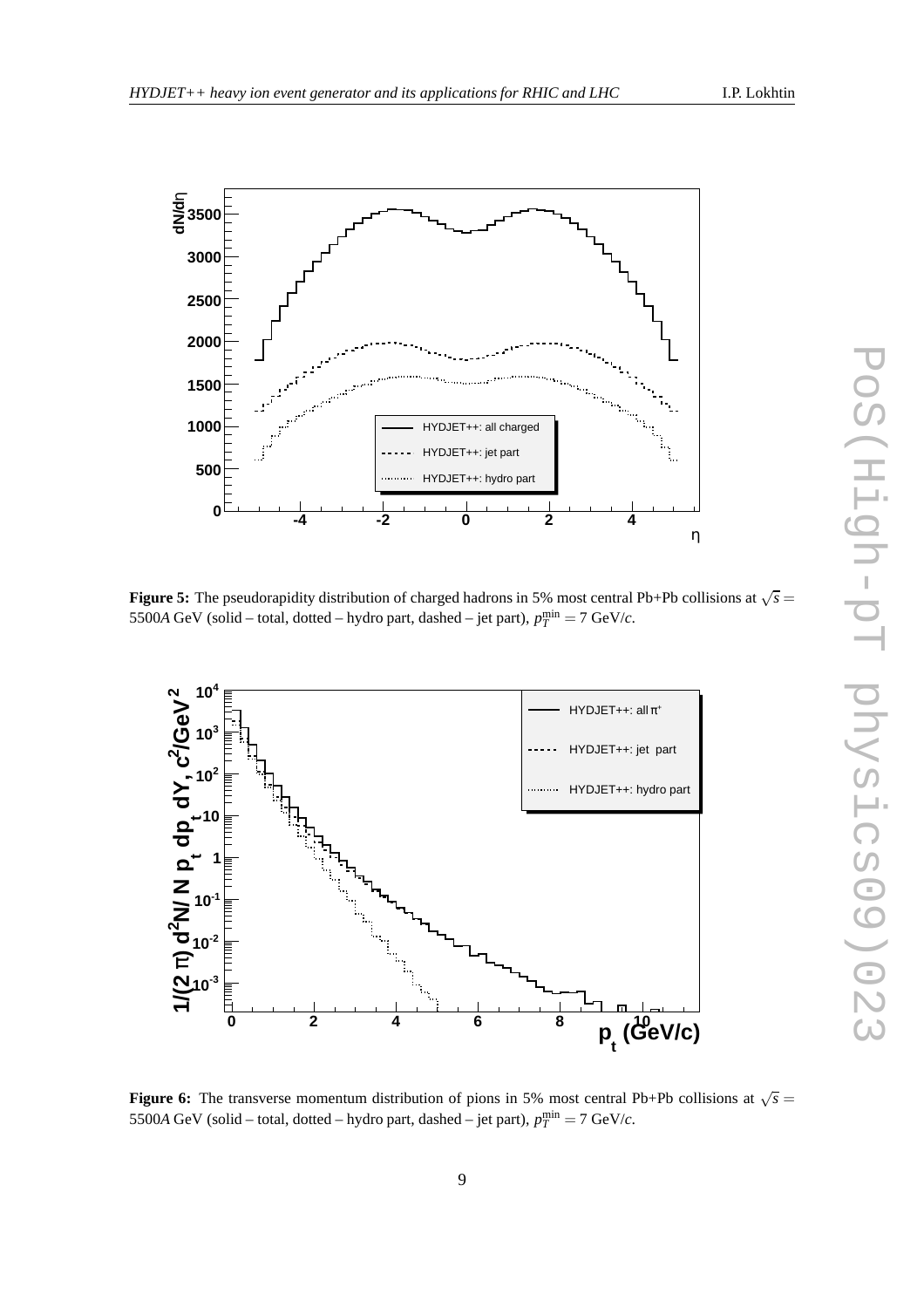**Figure 5:** The pseudorapidity distribution of charged hadrons in 5% most central Pb+Pb collisions at $\sqrt{s} = 5500A$ GeV (solid – total, dotted – hydro part, dashed – jet part), $p_T^{\min} = 7$ GeV/$c$.

**Figure 6:** The transverse momentum distribution of pions in 5% most central Pb+Pb collisions at $\sqrt{s} = 5500A$ GeV (solid – total, dotted – hydro part, dashed – jet part), $p_T^{\min} = 7$ GeV/$c$.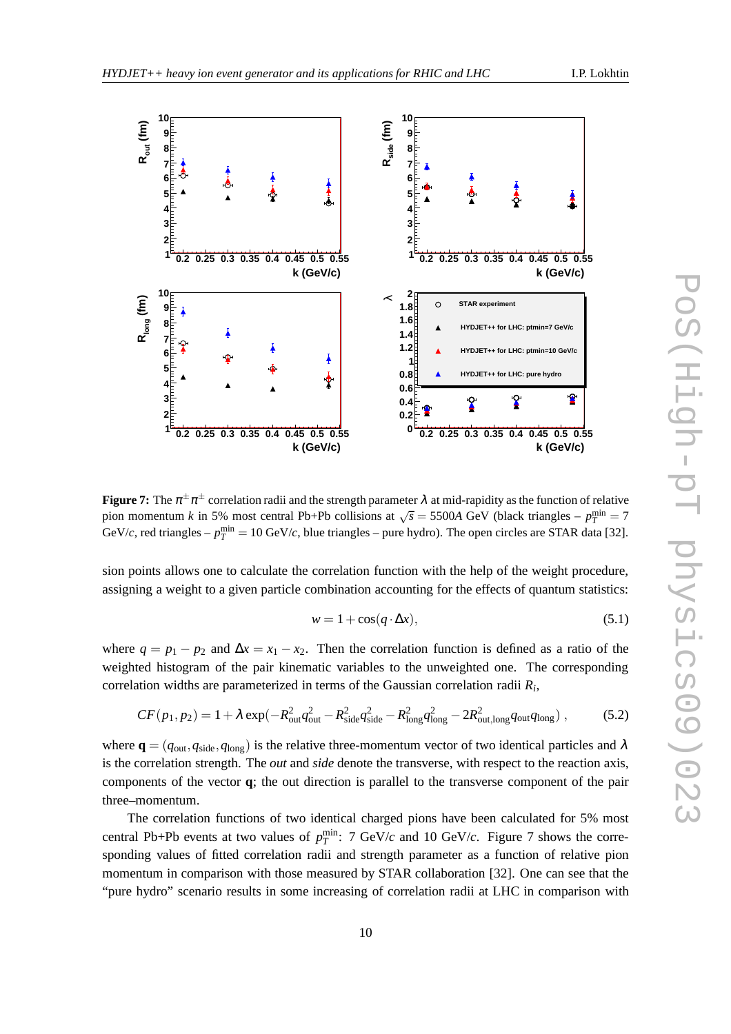**Figure 7:** The $\pi^{\pm}\pi^{\pm}$ correlation radii and the strength parameter $\lambda$ at mid-rapidity as the function of relative pion momentum $k$ in 5% most central Pb+Pb collisions at $\sqrt{s} = 5500A$ GeV (black triangles – $p_T^{\rm min} = 7$ GeV/$c$, red triangles – $p_T^{\rm min} = 10$ GeV/$c$, blue triangles – pure hydro). The open circles are STAR data [32].

sion points allows one to calculate the correlation function with the help of the weight procedure, assigning a weight to a given particle combination accounting for the effects of quantum statistics:

$$w = 1 + \cos(q \cdot \Delta x), \tag{5.1}$$

where $q = p_1 - p_2$ and $\Delta x = x_1 - x_2$. Then the correlation function is defined as a ratio of the weighted histogram of the pair kinematic variables to the unweighted one. The corresponding correlation widths are parameterized in terms of the Gaussian correlation radii $R_i$,

$$CF(p_1, p_2) = 1 + \lambda \exp(-R_{\rm out}^2 q_{\rm out}^2 - R_{\rm side}^2 q_{\rm side}^2 - R_{\rm long}^2 q_{\rm long}^2 - 2R_{\rm out,long}^2 q_{\rm out} q_{\rm long}) \;, \tag{5.2}$$

where $\mathbf{q} = (q_{\rm out}, q_{\rm side}, q_{\rm long})$ is the relative three-momentum vector of two identical particles and $\lambda$ is the correlation strength. The *out* and *side* denote the transverse, with respect to the reaction axis, components of the vector $\mathbf{q}$; the out direction is parallel to the transverse component of the pair three–momentum.

The correlation functions of two identical charged pions have been calculated for 5% most central Pb+Pb events at two values of $p_T^{\rm min}$: 7 GeV/$c$ and 10 GeV/$c$. Figure 7 shows the corresponding values of fitted correlation radii and strength parameter as a function of relative pion momentum in comparison with those measured by STAR collaboration [32]. One can see that the "pure hydro" scenario results in some increasing of correlation radii at LHC in comparison with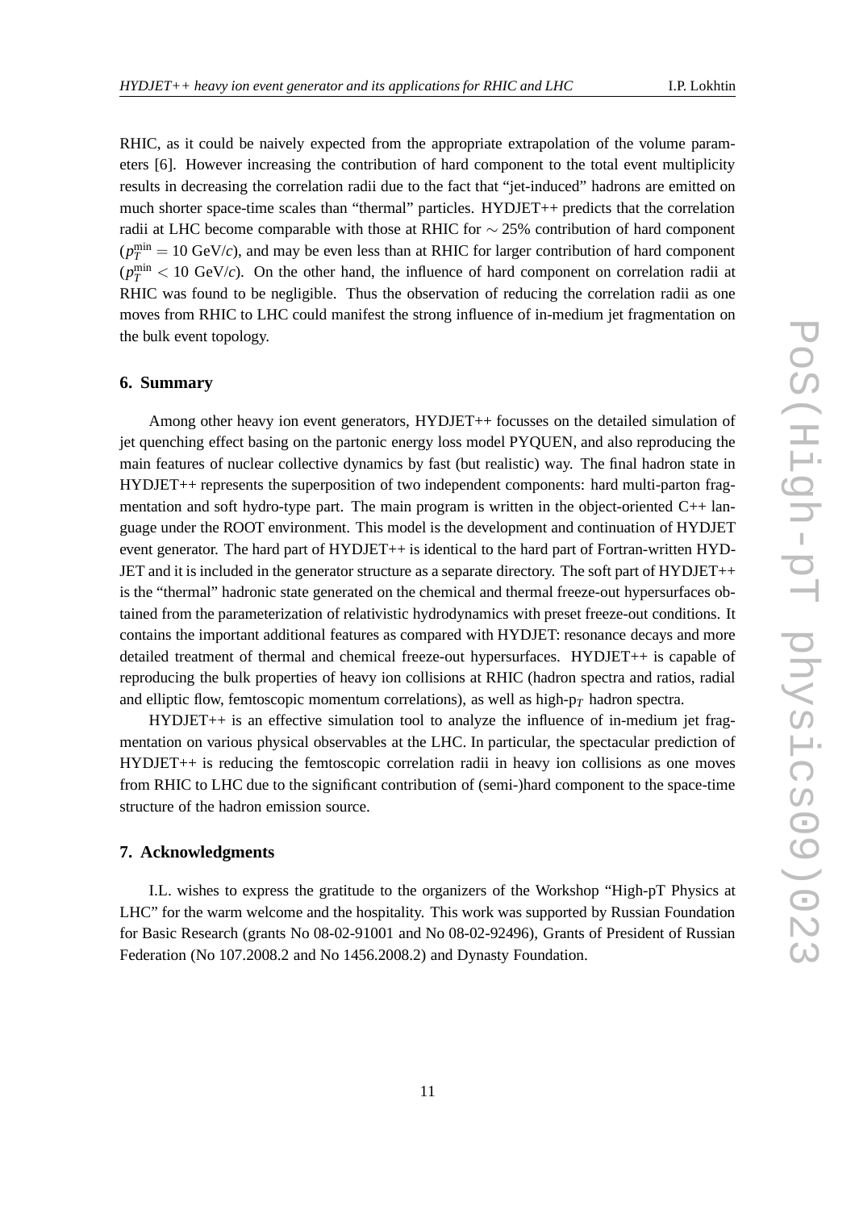RHIC, as it could be naively expected from the appropriate extrapolation of the volume parameters [6]. However increasing the contribution of hard component to the total event multiplicity results in decreasing the correlation radii due to the fact that "jet-induced" hadrons are emitted on much shorter space-time scales than "thermal" particles. HYDJET++ predicts that the correlation radii at LHC become comparable with those at RHIC for $\sim 25\%$ contribution of hard component ($p_T^{\min} = 10$ GeV/$c$), and may be even less than at RHIC for larger contribution of hard component ($p_T^{\min} < 10$ GeV/$c$). On the other hand, the influence of hard component on correlation radii at RHIC was found to be negligible. Thus the observation of reducing the correlation radii as one moves from RHIC to LHC could manifest the strong influence of in-medium jet fragmentation on the bulk event topology.

## 6. Summary

Among other heavy ion event generators, HYDJET++ focusses on the detailed simulation of jet quenching effect basing on the partonic energy loss model PYQUEN, and also reproducing the main features of nuclear collective dynamics by fast (but realistic) way. The final hadron state in HYDJET++ represents the superposition of two independent components: hard multi-parton fragmentation and soft hydro-type part. The main program is written in the object-oriented C++ language under the ROOT environment. This model is the development and continuation of HYDJET event generator. The hard part of HYDJET++ is identical to the hard part of Fortran-written HYDJET and it is included in the generator structure as a separate directory. The soft part of HYDJET++ is the "thermal" hadronic state generated on the chemical and thermal freeze-out hypersurfaces obtained from the parameterization of relativistic hydrodynamics with preset freeze-out conditions. It contains the important additional features as compared with HYDJET: resonance decays and more detailed treatment of thermal and chemical freeze-out hypersurfaces. HYDJET++ is capable of reproducing the bulk properties of heavy ion collisions at RHIC (hadron spectra and ratios, radial and elliptic flow, femtoscopic momentum correlations), as well as high-$p_T$ hadron spectra.

HYDJET++ is an effective simulation tool to analyze the influence of in-medium jet fragmentation on various physical observables at the LHC. In particular, the spectacular prediction of HYDJET++ is reducing the femtoscopic correlation radii in heavy ion collisions as one moves from RHIC to LHC due to the significant contribution of (semi-)hard component to the space-time structure of the hadron emission source.

## 7. Acknowledgments

I.L. wishes to express the gratitude to the organizers of the Workshop "High-pT Physics at LHC" for the warm welcome and the hospitality. This work was supported by Russian Foundation for Basic Research (grants No 08-02-91001 and No 08-02-92496), Grants of President of Russian Federation (No 107.2008.2 and No 1456.2008.2) and Dynasty Foundation.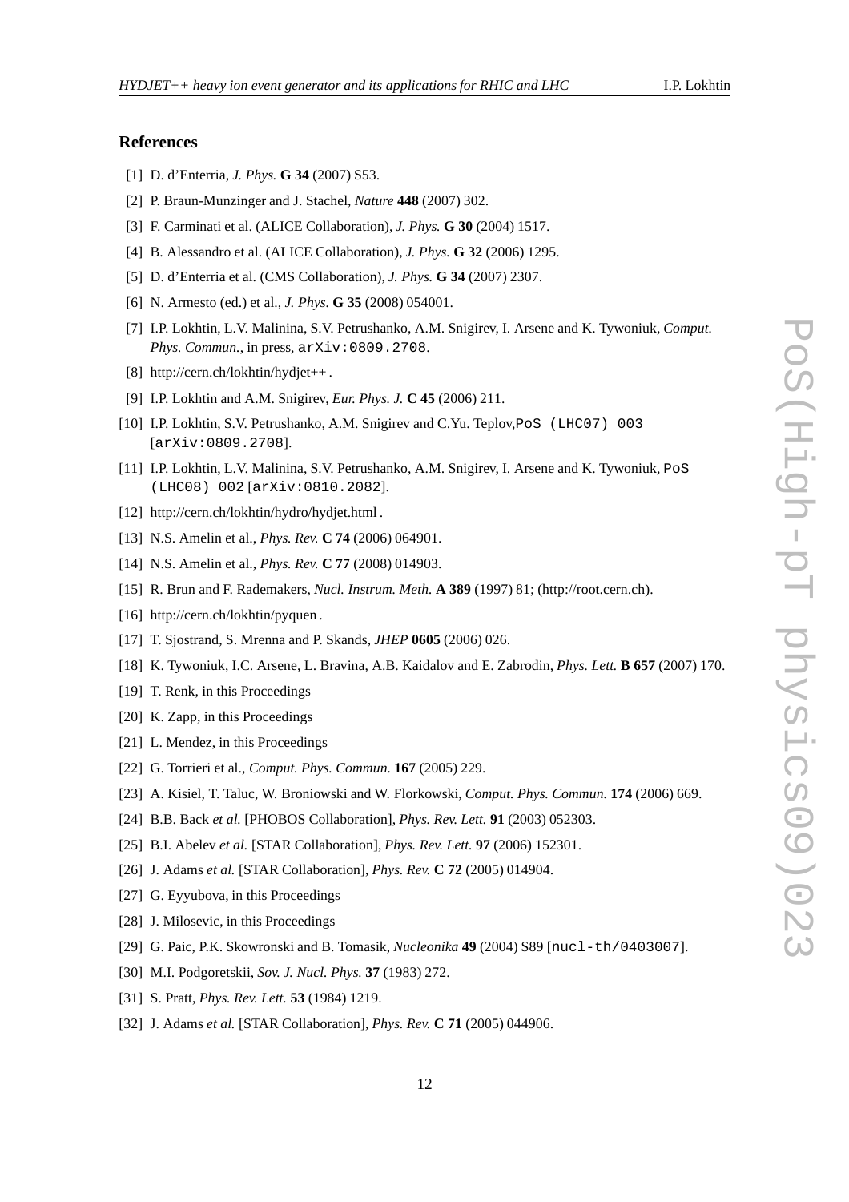## References

[1] D. d'Enterria, *J. Phys.* **G 34** (2007) S53.

[2] P. Braun-Munzinger and J. Stachel, *Nature* **448** (2007) 302.

[3] F. Carminati et al. (ALICE Collaboration), *J. Phys.* **G 30** (2004) 1517.

[4] B. Alessandro et al. (ALICE Collaboration), *J. Phys.* **G 32** (2006) 1295.

[5] D. d'Enterria et al. (CMS Collaboration), *J. Phys.* **G 34** (2007) 2307.

[6] N. Armesto (ed.) et al., *J. Phys.* **G 35** (2008) 054001.

[7] I.P. Lokhtin, L.V. Malinina, S.V. Petrushanko, A.M. Snigirev, I. Arsene and K. Tywoniuk, *Comput. Phys. Commun.*, in press, arXiv:0809.2708.

[8] http://cern.ch/lokhtin/hydjet++ .

[9] I.P. Lokhtin and A.M. Snigirev, *Eur. Phys. J.* **C 45** (2006) 211.

[10] I.P. Lokhtin, S.V. Petrushanko, A.M. Snigirev and C.Yu. Teplov, PoS (LHC07) 003 [arXiv:0809.2708].

[11] I.P. Lokhtin, L.V. Malinina, S.V. Petrushanko, A.M. Snigirev, I. Arsene and K. Tywoniuk, PoS (LHC08) 002 [arXiv:0810.2082].

[12] http://cern.ch/lokhtin/hydro/hydjet.html .

[13] N.S. Amelin et al., *Phys. Rev.* **C 74** (2006) 064901.

[14] N.S. Amelin et al., *Phys. Rev.* **C 77** (2008) 014903.

[15] R. Brun and F. Rademakers, *Nucl. Instrum. Meth.* **A 389** (1997) 81; (http://root.cern.ch).

[16] http://cern.ch/lokhtin/pyquen .

[17] T. Sjostrand, S. Mrenna and P. Skands, *JHEP* **0605** (2006) 026.

[18] K. Tywoniuk, I.C. Arsene, L. Bravina, A.B. Kaidalov and E. Zabrodin, *Phys. Lett.* **B 657** (2007) 170.

[19] T. Renk, in this Proceedings

[20] K. Zapp, in this Proceedings

[21] L. Mendez, in this Proceedings

[22] G. Torrieri et al., *Comput. Phys. Commun.* **167** (2005) 229.

[23] A. Kisiel, T. Taluc, W. Broniowski and W. Florkowski, *Comput. Phys. Commun.* **174** (2006) 669.

[24] B.B. Back *et al.* [PHOBOS Collaboration], *Phys. Rev. Lett.* **91** (2003) 052303.

[25] B.I. Abelev *et al.* [STAR Collaboration], *Phys. Rev. Lett.* **97** (2006) 152301.

[26] J. Adams *et al.* [STAR Collaboration], *Phys. Rev.* **C 72** (2005) 014904.

[27] G. Eyyubova, in this Proceedings

[28] J. Milosevic, in this Proceedings

[29] G. Paic, P.K. Skowronski and B. Tomasik, *Nucleonika* **49** (2004) S89 [nucl-th/0403007].

[30] M.I. Podgoretskii, *Sov. J. Nucl. Phys.* **37** (1983) 272.

[31] S. Pratt, *Phys. Rev. Lett.* **53** (1984) 1219.

[32] J. Adams *et al.* [STAR Collaboration], *Phys. Rev.* **C 71** (2005) 044906.